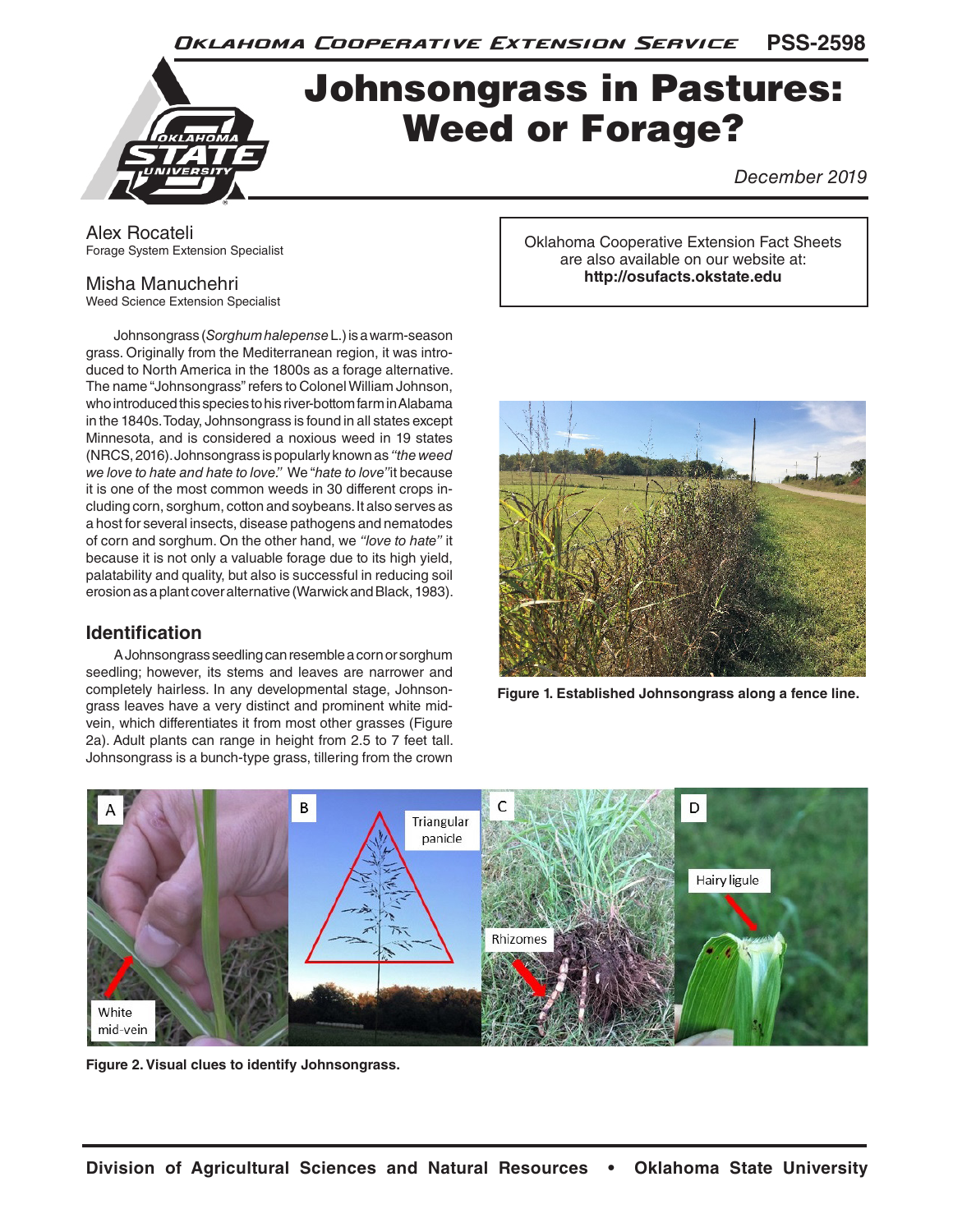Oklahoma Cooperative Extension Service PSS-2598

# Johnsongrass in Pastures: Weed or Forage?

*December 2019*

Alex Rocateli
Forage System Extension Specialist

Misha Manuchehri
Weed Science Extension Specialist

Oklahoma Cooperative Extension Fact Sheets are also available on our website at: **http://osufacts.okstate.edu**

Johnsongrass (*Sorghum halepense* L.) is a warm-season grass. Originally from the Mediterranean region, it was introduced to North America in the 1800s as a forage alternative. The name "Johnsongrass" refers to Colonel William Johnson, who introduced this species to his river-bottom farm in Alabama in the 1840s. Today, Johnsongrass is found in all states except Minnesota, and is considered a noxious weed in 19 states (NRCS, 2016). Johnsongrass is popularly known as *"the weed we love to hate and hate to love."* We "*hate to love"* it because it is one of the most common weeds in 30 different crops including corn, sorghum, cotton and soybeans. It also serves as a host for several insects, disease pathogens and nematodes of corn and sorghum. On the other hand, we *"love to hate"* it because it is not only a valuable forage due to its high yield, palatability and quality, but also is successful in reducing soil erosion as a plant cover alternative (Warwick and Black, 1983).

## Identification

A Johnsongrass seedling can resemble a corn or sorghum seedling; however, its stems and leaves are narrower and completely hairless. In any developmental stage, Johnsongrass leaves have a very distinct and prominent white mid-vein, which differentiates it from most other grasses (Figure 2a). Adult plants can range in height from 2.5 to 7 feet tall. Johnsongrass is a bunch-type grass, tillering from the crown

**Figure 1. Established Johnsongrass along a fence line.**

**Figure 2. Visual clues to identify Johnsongrass.**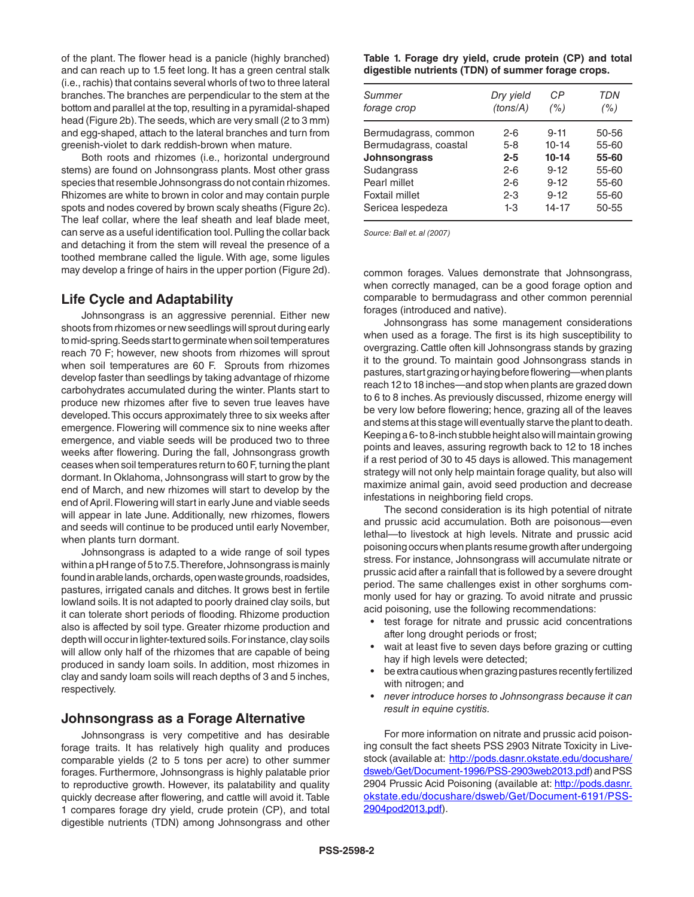of the plant. The flower head is a panicle (highly branched) and can reach up to 1.5 feet long. It has a green central stalk (i.e., rachis) that contains several whorls of two to three lateral branches. The branches are perpendicular to the stem at the bottom and parallel at the top, resulting in a pyramidal-shaped head (Figure 2b). The seeds, which are very small (2 to 3 mm) and egg-shaped, attach to the lateral branches and turn from greenish-violet to dark reddish-brown when mature.

Both roots and rhizomes (i.e., horizontal underground stems) are found on Johnsongrass plants. Most other grass species that resemble Johnsongrass do not contain rhizomes. Rhizomes are white to brown in color and may contain purple spots and nodes covered by brown scaly sheaths (Figure 2c). The leaf collar, where the leaf sheath and leaf blade meet, can serve as a useful identification tool. Pulling the collar back and detaching it from the stem will reveal the presence of a toothed membrane called the ligule. With age, some ligules may develop a fringe of hairs in the upper portion (Figure 2d).

## Life Cycle and Adaptability

Johnsongrass is an aggressive perennial. Either new shoots from rhizomes or new seedlings will sprout during early to mid-spring. Seeds start to germinate when soil temperatures reach 70 F; however, new shoots from rhizomes will sprout when soil temperatures are 60 F. Sprouts from rhizomes develop faster than seedlings by taking advantage of rhizome carbohydrates accumulated during the winter. Plants start to produce new rhizomes after five to seven true leaves have developed. This occurs approximately three to six weeks after emergence. Flowering will commence six to nine weeks after emergence, and viable seeds will be produced two to three weeks after flowering. During the fall, Johnsongrass growth ceases when soil temperatures return to 60 F, turning the plant dormant. In Oklahoma, Johnsongrass will start to grow by the end of March, and new rhizomes will start to develop by the end of April. Flowering will start in early June and viable seeds will appear in late June. Additionally, new rhizomes, flowers and seeds will continue to be produced until early November, when plants turn dormant.

Johnsongrass is adapted to a wide range of soil types within a pH range of 5 to 7.5. Therefore, Johnsongrass is mainly found in arable lands, orchards, open waste grounds, roadsides, pastures, irrigated canals and ditches. It grows best in fertile lowland soils. It is not adapted to poorly drained clay soils, but it can tolerate short periods of flooding. Rhizome production also is affected by soil type. Greater rhizome production and depth will occur in lighter-textured soils. For instance, clay soils will allow only half of the rhizomes that are capable of being produced in sandy loam soils. In addition, most rhizomes in clay and sandy loam soils will reach depths of 3 and 5 inches, respectively.

## Johnsongrass as a Forage Alternative

Johnsongrass is very competitive and has desirable forage traits. It has relatively high quality and produces comparable yields (2 to 5 tons per acre) to other summer forages. Furthermore, Johnsongrass is highly palatable prior to reproductive growth. However, its palatability and quality quickly decrease after flowering, and cattle will avoid it. Table 1 compares forage dry yield, crude protein (CP), and total digestible nutrients (TDN) among Johnsongrass and other common forages. Values demonstrate that Johnsongrass, when correctly managed, can be a good forage option and comparable to bermudagrass and other common perennial forages (introduced and native).

**Table 1. Forage dry yield, crude protein (CP) and total digestible nutrients (TDN) of summer forage crops.**

| *Summer forage crop* | *Dry yield (tons/A)* | *CP (%)* | *TDN (%)* |
|---|---|---|---|
| Bermudagrass, common | 2-6 | 9-11 | 50-56 |
| Bermudagrass, coastal | 5-8 | 10-14 | 55-60 |
| **Johnsongrass** | **2-5** | **10-14** | **55-60** |
| Sudangrass | 2-6 | 9-12 | 55-60 |
| Pearl millet | 2-6 | 9-12 | 55-60 |
| Foxtail millet | 2-3 | 9-12 | 55-60 |
| Sericea lespedeza | 1-3 | 14-17 | 50-55 |

*Source: Ball et. al (2007)*

Johnsongrass has some management considerations when used as a forage. The first is its high susceptibility to overgrazing. Cattle often kill Johnsongrass stands by grazing it to the ground. To maintain good Johnsongrass stands in pastures, start grazing or haying before flowering—when plants reach 12 to 18 inches—and stop when plants are grazed down to 6 to 8 inches. As previously discussed, rhizome energy will be very low before flowering; hence, grazing all of the leaves and stems at this stage will eventually starve the plant to death. Keeping a 6- to 8-inch stubble height also will maintain growing points and leaves, assuring regrowth back to 12 to 18 inches if a rest period of 30 to 45 days is allowed. This management strategy will not only help maintain forage quality, but also will maximize animal gain, avoid seed production and decrease infestations in neighboring field crops.

The second consideration is its high potential of nitrate and prussic acid accumulation. Both are poisonous—even lethal—to livestock at high levels. Nitrate and prussic acid poisoning occurs when plants resume growth after undergoing stress. For instance, Johnsongrass will accumulate nitrate or prussic acid after a rainfall that is followed by a severe drought period. The same challenges exist in other sorghums commonly used for hay or grazing. To avoid nitrate and prussic acid poisoning, use the following recommendations:

- test forage for nitrate and prussic acid concentrations after long drought periods or frost;
- wait at least five to seven days before grazing or cutting hay if high levels were detected;
- be extra cautious when grazing pastures recently fertilized with nitrogen; and
- *never introduce horses to Johnsongrass because it can result in equine cystitis.*

For more information on nitrate and prussic acid poisoning consult the fact sheets PSS 2903 Nitrate Toxicity in Livestock (available at: http://pods.dasnr.okstate.edu/docushare/dsweb/Get/Document-1996/PSS-2903web2013.pdf) and PSS 2904 Prussic Acid Poisoning (available at: http://pods.dasnr.okstate.edu/docushare/dsweb/Get/Document-6191/PSS-2904pod2013.pdf).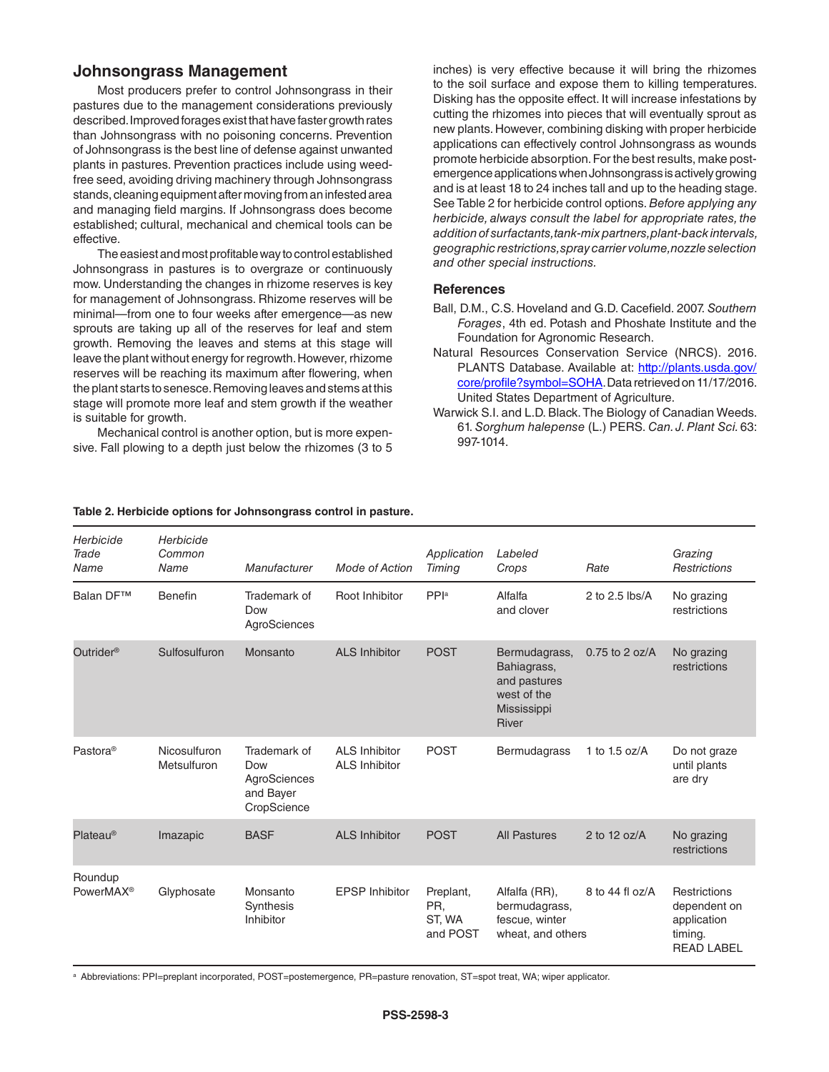## Johnsongrass Management

Most producers prefer to control Johnsongrass in their pastures due to the management considerations previously described. Improved forages exist that have faster growth rates than Johnsongrass with no poisoning concerns. Prevention of Johnsongrass is the best line of defense against unwanted plants in pastures. Prevention practices include using weed-free seed, avoiding driving machinery through Johnsongrass stands, cleaning equipment after moving from an infested area and managing field margins. If Johnsongrass does become established; cultural, mechanical and chemical tools can be effective.

The easiest and most profitable way to control established Johnsongrass in pastures is to overgraze or continuously mow. Understanding the changes in rhizome reserves is key for management of Johnsongrass. Rhizome reserves will be minimal—from one to four weeks after emergence—as new sprouts are taking up all of the reserves for leaf and stem growth. Removing the leaves and stems at this stage will leave the plant without energy for regrowth. However, rhizome reserves will be reaching its maximum after flowering, when the plant starts to senesce. Removing leaves and stems at this stage will promote more leaf and stem growth if the weather is suitable for growth.

Mechanical control is another option, but is more expensive. Fall plowing to a depth just below the rhizomes (3 to 5 inches) is very effective because it will bring the rhizomes to the soil surface and expose them to killing temperatures. Disking has the opposite effect. It will increase infestations by cutting the rhizomes into pieces that will eventually sprout as new plants. However, combining disking with proper herbicide applications can effectively control Johnsongrass as wounds promote herbicide absorption. For the best results, make post-emergence applications when Johnsongrass is actively growing and is at least 18 to 24 inches tall and up to the heading stage. See Table 2 for herbicide control options. *Before applying any herbicide, always consult the label for appropriate rates, the addition of surfactants, tank-mix partners, plant-back intervals, geographic restrictions, spray carrier volume, nozzle selection and other special instructions.*

### References

Ball, D.M., C.S. Hoveland and G.D. Cacefield. 2007. *Southern Forages*, 4th ed. Potash and Phoshate Institute and the Foundation for Agronomic Research.

Natural Resources Conservation Service (NRCS). 2016. PLANTS Database. Available at: http://plants.usda.gov/core/profile?symbol=SOHA. Data retrieved on 11/17/2016. United States Department of Agriculture.

Warwick S.I. and L.D. Black. The Biology of Canadian Weeds. 61. *Sorghum halepense* (L.) PERS. *Can. J. Plant Sci.* 63: 997-1014.

**Table 2. Herbicide options for Johnsongrass control in pasture.**

| *Herbicide Trade Name* | *Herbicide Common Name* | *Manufacturer* | *Mode of Action* | *Application Timing* | *Labeled Crops* | *Rate* | *Grazing Restrictions* |
|---|---|---|---|---|---|---|---|
| Balan DF™ | Benefin | Trademark of Dow AgroSciences | Root Inhibitor | PPI[a] | Alfalfa and clover | 2 to 2.5 lbs/A | No grazing restrictions |
| Outrider® | Sulfosulfuron | Monsanto | ALS Inhibitor | POST | Bermudagrass, Bahiagrass, and pastures west of the Mississippi River | 0.75 to 2 oz/A | No grazing restrictions |
| Pastora® | Nicosulfuron Metsulfuron | Trademark of Dow AgroSciences and Bayer CropScience | ALS Inhibitor ALS Inhibitor | POST | Bermudagrass | 1 to 1.5 oz/A | Do not graze until plants are dry |
| Plateau® | Imazapic | BASF | ALS Inhibitor | POST | All Pastures | 2 to 12 oz/A | No grazing restrictions |
| Roundup PowerMAX® | Glyphosate | Monsanto Synthesis Inhibitor | EPSP Inhibitor | Preplant, PR, ST, WA and POST | Alfalfa (RR), bermudagrass, fescue, winter wheat, and others | 8 to 44 fl oz/A | Restrictions dependent on application timing. READ LABEL |

[a] Abbreviations: PPI=preplant incorporated, POST=postemergence, PR=pasture renovation, ST=spot treat, WA; wiper applicator.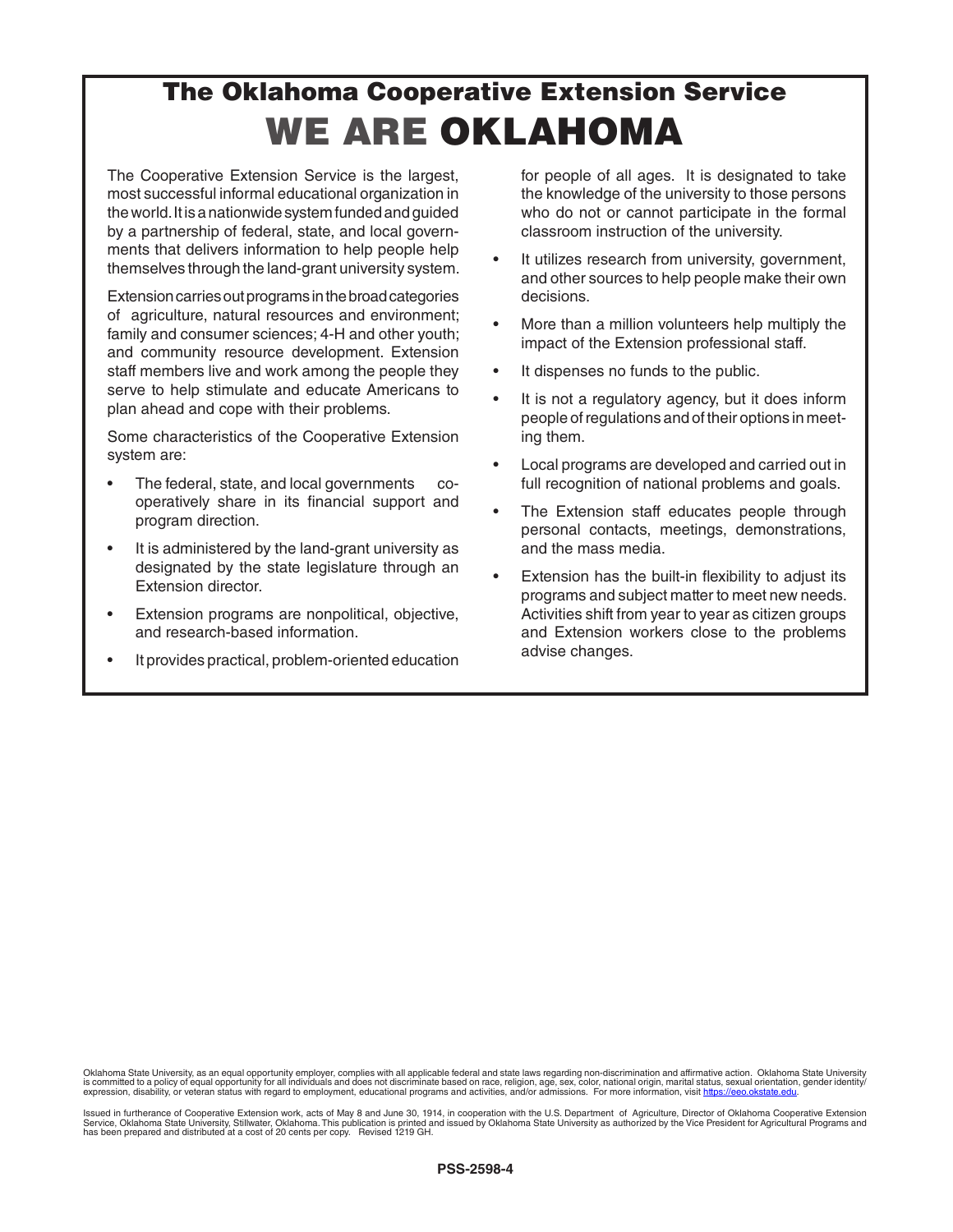# The Oklahoma Cooperative Extension Service

## WE ARE OKLAHOMA

The Cooperative Extension Service is the largest, most successful informal educational organization in the world. It is a nationwide system funded and guided by a partnership of federal, state, and local governments that delivers information to help people help themselves through the land-grant university system.

Extension carries out programs in the broad categories of agriculture, natural resources and environment; family and consumer sciences; 4-H and other youth; and community resource development. Extension staff members live and work among the people they serve to help stimulate and educate Americans to plan ahead and cope with their problems.

Some characteristics of the Cooperative Extension system are:

- The federal, state, and local governments cooperatively share in its financial support and program direction.
- It is administered by the land-grant university as designated by the state legislature through an Extension director.
- Extension programs are nonpolitical, objective, and research-based information.
- It provides practical, problem-oriented education for people of all ages. It is designated to take the knowledge of the university to those persons who do not or cannot participate in the formal classroom instruction of the university.
- It utilizes research from university, government, and other sources to help people make their own decisions.
- More than a million volunteers help multiply the impact of the Extension professional staff.
- It dispenses no funds to the public.
- It is not a regulatory agency, but it does inform people of regulations and of their options in meeting them.
- Local programs are developed and carried out in full recognition of national problems and goals.
- The Extension staff educates people through personal contacts, meetings, demonstrations, and the mass media.
- Extension has the built-in flexibility to adjust its programs and subject matter to meet new needs. Activities shift from year to year as citizen groups and Extension workers close to the problems advise changes.

Oklahoma State University, as an equal opportunity employer, complies with all applicable federal and state laws regarding non-discrimination and affirmative action. Oklahoma State University is committed to a policy of equal opportunity for all individuals and does not discriminate based on race, religion, age, sex, color, national origin, marital status, sexual orientation, gender identity/expression, disability, or veteran status with regard to employment, educational programs and activities, and/or admissions. For more information, visit https://eeo.okstate.edu.

Issued in furtherance of Cooperative Extension work, acts of May 8 and June 30, 1914, in cooperation with the U.S. Department of Agriculture, Director of Oklahoma Cooperative Extension Service, Oklahoma State University, Stillwater, Oklahoma. This publication is printed and issued by Oklahoma State University as authorized by the Vice President for Agricultural Programs and has been prepared and distributed at a cost of 20 cents per copy. Revised 1219 GH.

**PSS-2598-4**